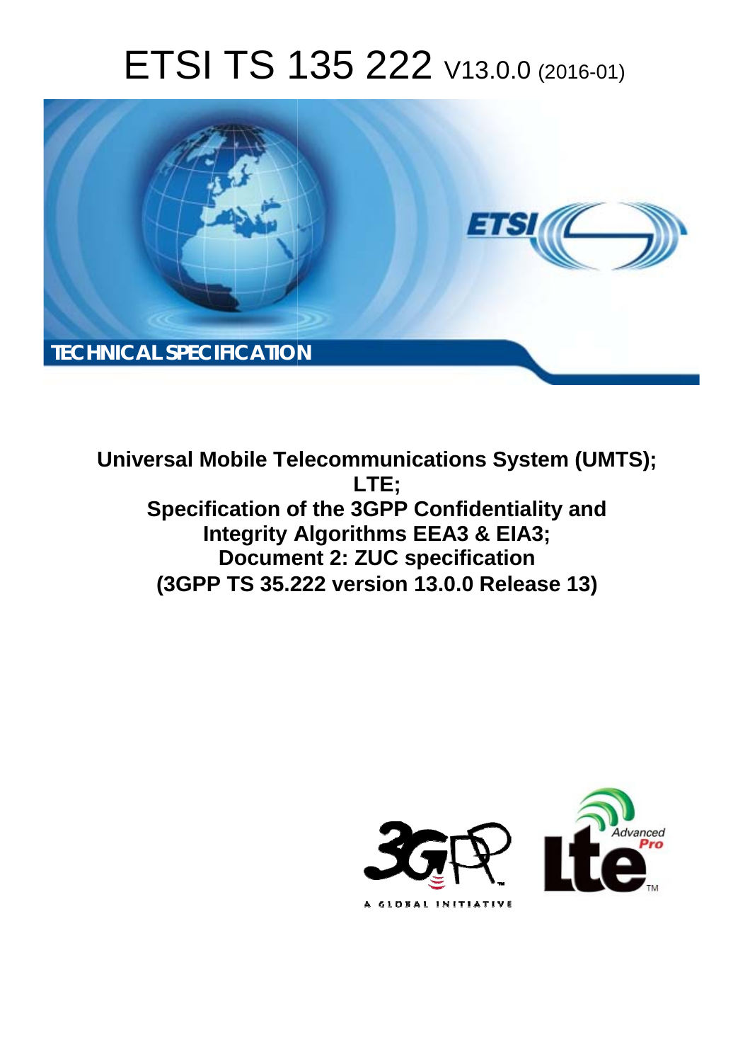# ETSI TS 135 222 V13.0.0 (2016-01)

TECHNICAL SPECIFICATION

**Universal Mobile Telecommunications System (UMTS);**
**LTE;**
**Specification of the 3GPP Confidentiality and Integrity Algorithms EEA3 & EIA3;**
**Document 2: ZUC specification**
**(3GPP TS 35.222 version 13.0.0 Release 13)**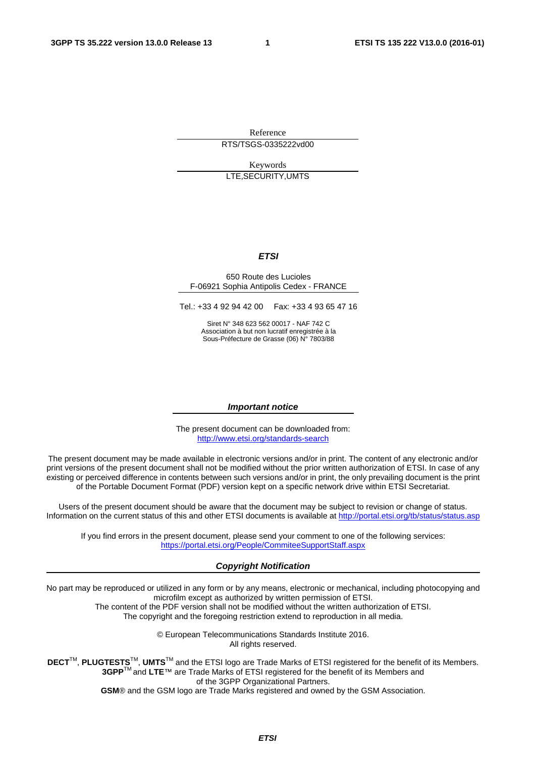Reference

RTS/TSGS-0335222vd00

Keywords

LTE,SECURITY,UMTS

***ETSI***

650 Route des Lucioles
F-06921 Sophia Antipolis Cedex - FRANCE

Tel.: +33 4 92 94 42 00   Fax: +33 4 93 65 47 16

Siret N° 348 623 562 00017 - NAF 742 C
Association à but non lucratif enregistrée à la
Sous-Préfecture de Grasse (06) N° 7803/88

***Important notice***

The present document can be downloaded from:
http://www.etsi.org/standards-search

The present document may be made available in electronic versions and/or in print. The content of any electronic and/or print versions of the present document shall not be modified without the prior written authorization of ETSI. In case of any existing or perceived difference in contents between such versions and/or in print, the only prevailing document is the print of the Portable Document Format (PDF) version kept on a specific network drive within ETSI Secretariat.

Users of the present document should be aware that the document may be subject to revision or change of status. Information on the current status of this and other ETSI documents is available at http://portal.etsi.org/tb/status/status.asp

If you find errors in the present document, please send your comment to one of the following services:
https://portal.etsi.org/People/CommiteeSupportStaff.aspx

***Copyright Notification***

No part may be reproduced or utilized in any form or by any means, electronic or mechanical, including photocopying and microfilm except as authorized by written permission of ETSI.
The content of the PDF version shall not be modified without the written authorization of ETSI.
The copyright and the foregoing restriction extend to reproduction in all media.

© European Telecommunications Standards Institute 2016.
All rights reserved.

**DECT**™, **PLUGTESTS**™, **UMTS**™ and the ETSI logo are Trade Marks of ETSI registered for the benefit of its Members.
**3GPP**™ and **LTE**™ are Trade Marks of ETSI registered for the benefit of its Members and of the 3GPP Organizational Partners.
**GSM**® and the GSM logo are Trade Marks registered and owned by the GSM Association.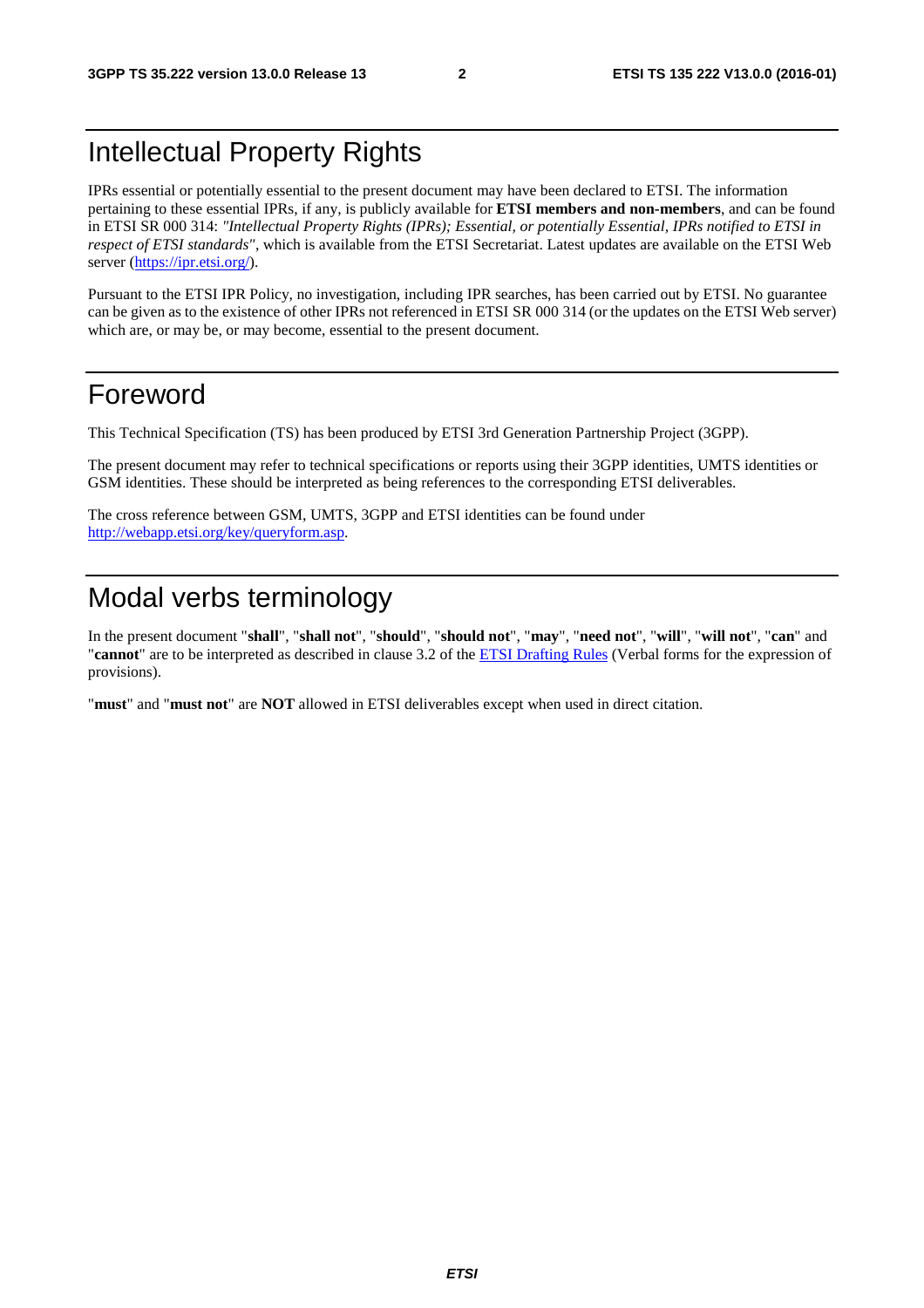# Intellectual Property Rights

IPRs essential or potentially essential to the present document may have been declared to ETSI. The information pertaining to these essential IPRs, if any, is publicly available for **ETSI members and non-members**, and can be found in ETSI SR 000 314: *"Intellectual Property Rights (IPRs); Essential, or potentially Essential, IPRs notified to ETSI in respect of ETSI standards"*, which is available from the ETSI Secretariat. Latest updates are available on the ETSI Web server (https://ipr.etsi.org/).

Pursuant to the ETSI IPR Policy, no investigation, including IPR searches, has been carried out by ETSI. No guarantee can be given as to the existence of other IPRs not referenced in ETSI SR 000 314 (or the updates on the ETSI Web server) which are, or may be, or may become, essential to the present document.

# Foreword

This Technical Specification (TS) has been produced by ETSI 3rd Generation Partnership Project (3GPP).

The present document may refer to technical specifications or reports using their 3GPP identities, UMTS identities or GSM identities. These should be interpreted as being references to the corresponding ETSI deliverables.

The cross reference between GSM, UMTS, 3GPP and ETSI identities can be found under http://webapp.etsi.org/key/queryform.asp.

# Modal verbs terminology

In the present document "**shall**", "**shall not**", "**should**", "**should not**", "**may**", "**need not**", "**will**", "**will not**", "**can**" and "**cannot**" are to be interpreted as described in clause 3.2 of the ETSI Drafting Rules (Verbal forms for the expression of provisions).

"**must**" and "**must not**" are **NOT** allowed in ETSI deliverables except when used in direct citation.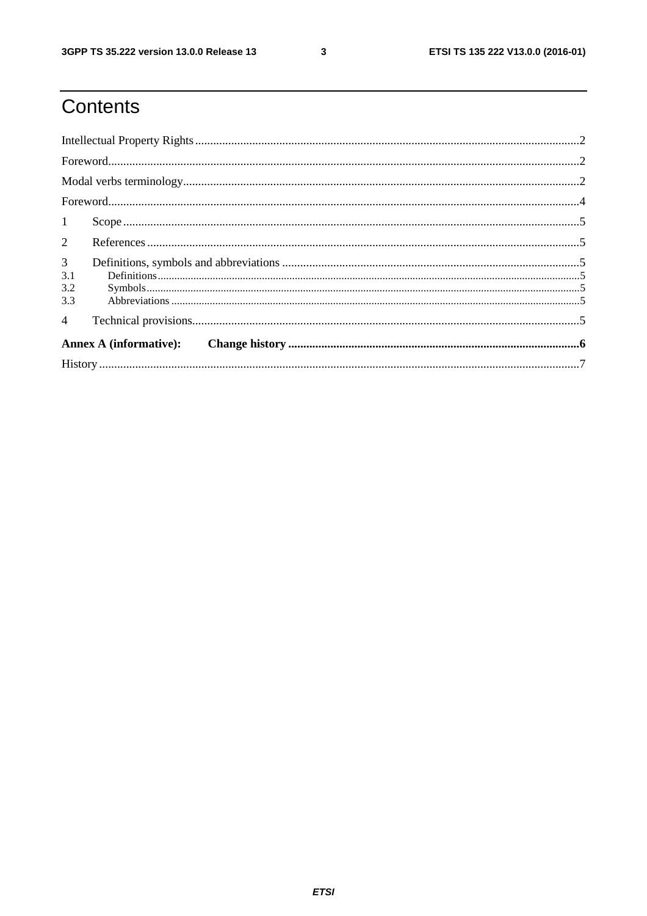# Contents

Intellectual Property Rights ........................................................................................................................................2

Foreword.....................................................................................................................................................................2

Modal verbs terminology...........................................................................................................................................2

Foreword.....................................................................................................................................................................4

1 Scope .......................................................................................................................................................................5

2 References ...............................................................................................................................................................5

3 Definitions, symbols and abbreviations ..................................................................................................................5

3.1 Definitions.............................................................................................................................................................5

3.2 Symbols.................................................................................................................................................................5

3.3 Abbreviations ........................................................................................................................................................5

4 Technical provisions................................................................................................................................................5

**Annex A (informative): Change history ..................................................................................................................6**

History .........................................................................................................................................................................7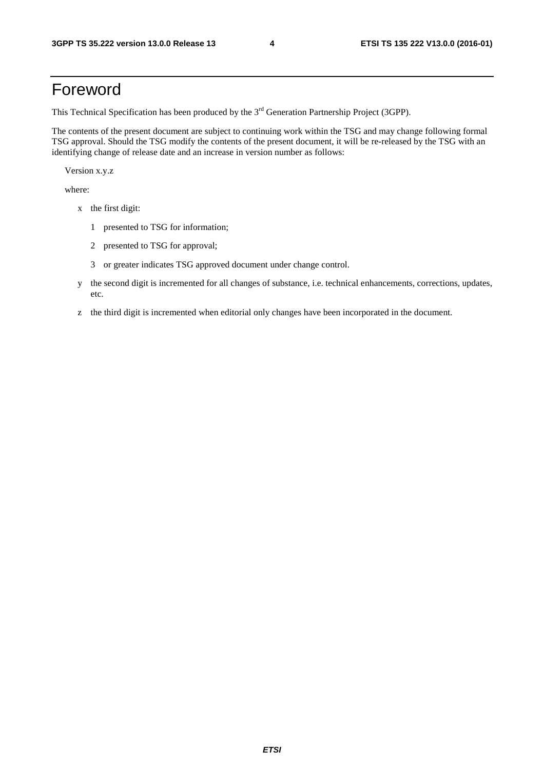# Foreword

This Technical Specification has been produced by the 3rd Generation Partnership Project (3GPP).

The contents of the present document are subject to continuing work within the TSG and may change following formal TSG approval. Should the TSG modify the contents of the present document, it will be re-released by the TSG with an identifying change of release date and an increase in version number as follows:

Version x.y.z

where:

- x the first digit:
  - 1 presented to TSG for information;
  - 2 presented to TSG for approval;
  - 3 or greater indicates TSG approved document under change control.
- y the second digit is incremented for all changes of substance, i.e. technical enhancements, corrections, updates, etc.
- z the third digit is incremented when editorial only changes have been incorporated in the document.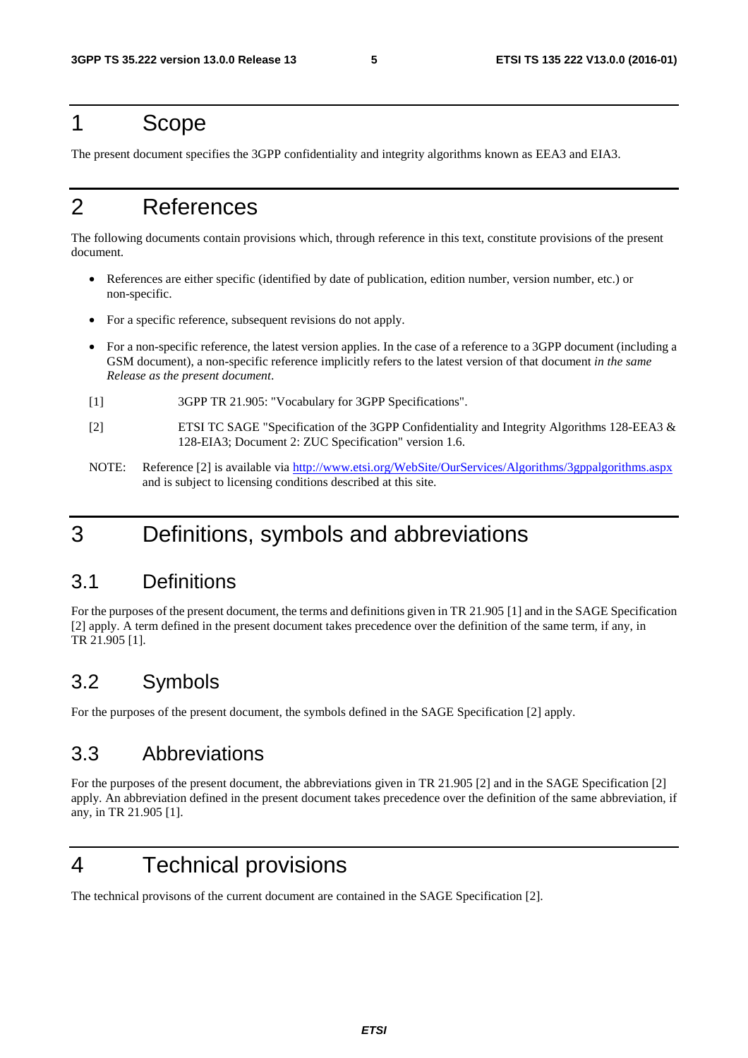# 1 Scope

The present document specifies the 3GPP confidentiality and integrity algorithms known as EEA3 and EIA3.

# 2 References

The following documents contain provisions which, through reference in this text, constitute provisions of the present document.

- References are either specific (identified by date of publication, edition number, version number, etc.) or non-specific.
- For a specific reference, subsequent revisions do not apply.
- For a non-specific reference, the latest version applies. In the case of a reference to a 3GPP document (including a GSM document), a non-specific reference implicitly refers to the latest version of that document *in the same Release as the present document*.

[1] 3GPP TR 21.905: "Vocabulary for 3GPP Specifications".

[2] ETSI TC SAGE "Specification of the 3GPP Confidentiality and Integrity Algorithms 128-EEA3 & 128-EIA3; Document 2: ZUC Specification" version 1.6.

NOTE: Reference [2] is available via http://www.etsi.org/WebSite/OurServices/Algorithms/3gppalgorithms.aspx and is subject to licensing conditions described at this site.

# 3 Definitions, symbols and abbreviations

## 3.1 Definitions

For the purposes of the present document, the terms and definitions given in TR 21.905 [1] and in the SAGE Specification [2] apply. A term defined in the present document takes precedence over the definition of the same term, if any, in TR 21.905 [1].

## 3.2 Symbols

For the purposes of the present document, the symbols defined in the SAGE Specification [2] apply.

## 3.3 Abbreviations

For the purposes of the present document, the abbreviations given in TR 21.905 [2] and in the SAGE Specification [2] apply. An abbreviation defined in the present document takes precedence over the definition of the same abbreviation, if any, in TR 21.905 [1].

# 4 Technical provisions

The technical provisons of the current document are contained in the SAGE Specification [2].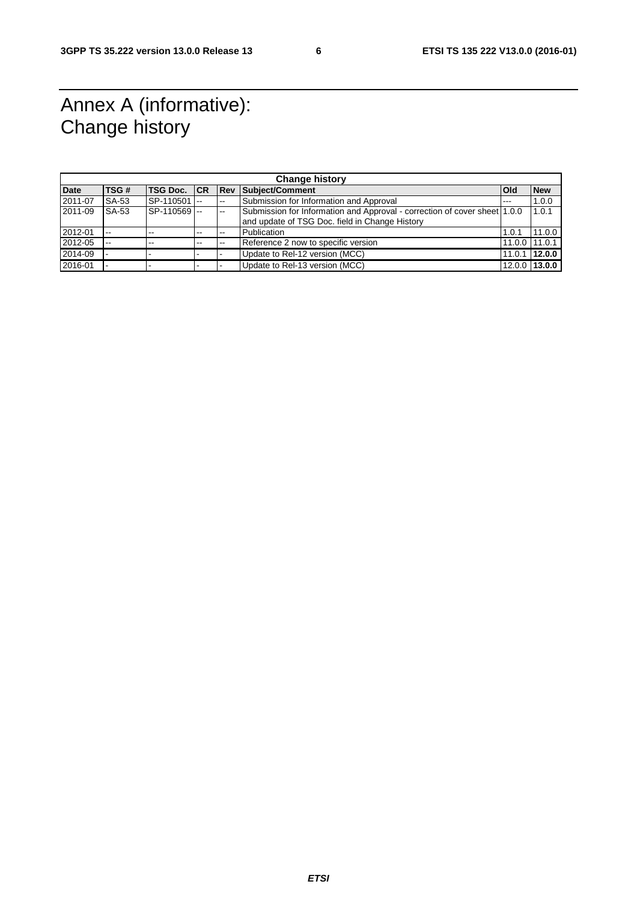# Annex A (informative): Change history

| Change history | | | | | | | |
|---|---|---|---|---|---|---|---|
| **Date** | **TSG #** | **TSG Doc.** | **CR** | **Rev** | **Subject/Comment** | **Old** | **New** |
| 2011-07 | SA-53 | SP-110501 | -- | -- | Submission for Information and Approval | --- | 1.0.0 |
| 2011-09 | SA-53 | SP-110569 | -- | -- | Submission for Information and Approval - correction of cover sheet and update of TSG Doc. field in Change History | 1.0.0 | 1.0.1 |
| 2012-01 | -- | -- | -- | -- | Publication | 1.0.1 | 11.0.0 |
| 2012-05 | -- | -- | -- | -- | Reference 2 now to specific version | 11.0.0 | 11.0.1 |
| 2014-09 | - | - | - | - | Update to Rel-12 version (MCC) | 11.0.1 | **12.0.0** |
| 2016-01 | - | - | - | - | Update to Rel-13 version (MCC) | 12.0.0 | **13.0.0** |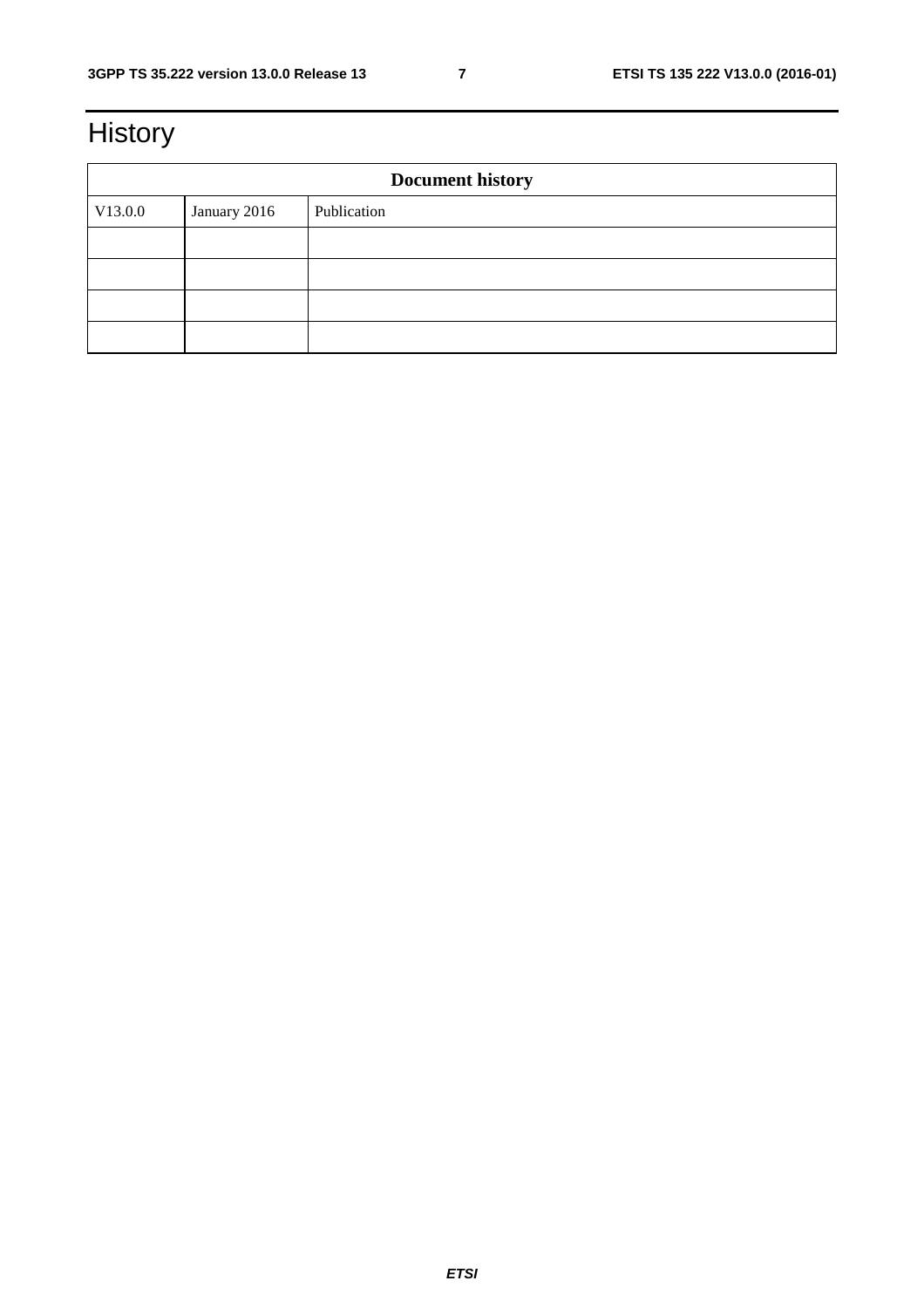# History

| Document history | | |
|---|---|---|
| V13.0.0 | January 2016 | Publication |
| | | |
| | | |
| | | |
| | | |